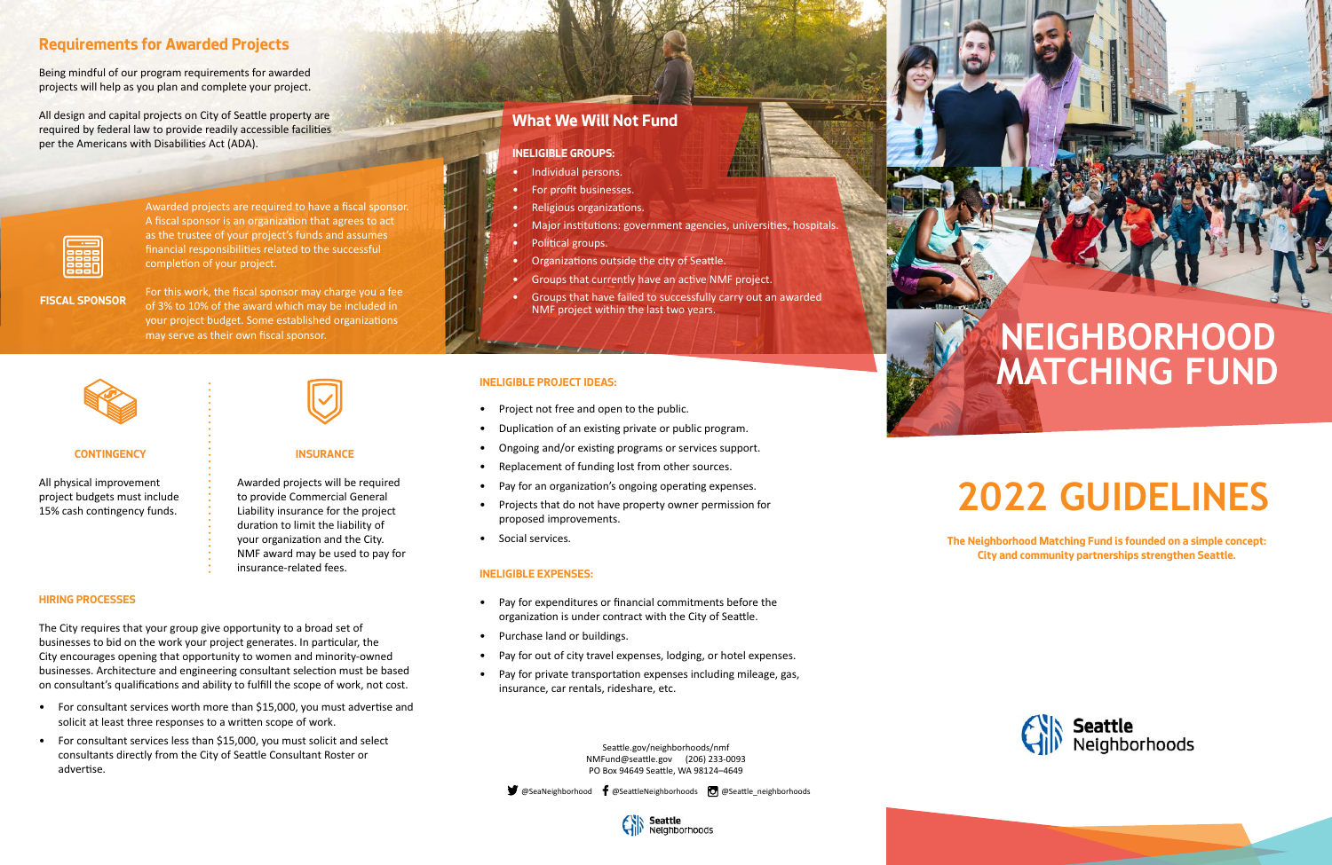## Requirements for Awarded Projects

Being mindful of our program requirements for awarded projects will help as you plan and complete your project.

All design and capital projects on City of Seattle property are required by federal law to provide readily accessible facilities per the Americans with Disabilities Act (ADA).

### FISCAL SPONSOR

Awarded projects are required to have a fiscal sponsor. A fiscal sponsor is an organization that agrees to act as the trustee of your project's funds and assumes financial responsibilities related to the successful completion of your project.

For this work, the fiscal sponsor may charge you a fee of 3% to 10% of the award which may be included in your project budget. Some established organizations may serve as their own fiscal sponsor.

### CONTINGENCY

All physical improvement project budgets must include 15% cash contingency funds.

### INSURANCE

Awarded projects will be required to provide Commercial General Liability insurance for the project duration to limit the liability of your organization and the City. NMF award may be used to pay for insurance-related fees.

### HIRING PROCESSES

The City requires that your group give opportunity to a broad set of businesses to bid on the work your project generates. In particular, the City encourages opening that opportunity to women and minority-owned businesses. Architecture and engineering consultant selection must be based on consultant's qualifications and ability to fulfill the scope of work, not cost.

- For consultant services worth more than $15,000, you must advertise and solicit at least three responses to a written scope of work.
- For consultant services less than $15,000, you must solicit and select consultants directly from the City of Seattle Consultant Roster or advertise.

## What We Will Not Fund

### INELIGIBLE GROUPS:

- Individual persons.
- For profit businesses.
- Religious organizations.
- Major institutions: government agencies, universities, hospitals.
- Political groups.
- Organizations outside the city of Seattle.
- Groups that currently have an active NMF project.
- Groups that have failed to successfully carry out an awarded NMF project within the last two years.

### INELIGIBLE PROJECT IDEAS:

- Project not free and open to the public.
- Duplication of an existing private or public program.
- Ongoing and/or existing programs or services support.
- Replacement of funding lost from other sources.
- Pay for an organization's ongoing operating expenses.
- Projects that do not have property owner permission for proposed improvements.
- Social services.

### INELIGIBLE EXPENSES:

- Pay for expenditures or financial commitments before the organization is under contract with the City of Seattle.
- Purchase land or buildings.
- Pay for out of city travel expenses, lodging, or hotel expenses.
- Pay for private transportation expenses including mileage, gas, insurance, car rentals, rideshare, etc.

Seattle.gov/neighborhoods/nmf
NMFund@seattle.gov (206) 233-0093
PO Box 94649 Seattle, WA 98124–4649

@SeaNeighborhood @SeattleNeighborhoods @Seattle_neighborhoods

Seattle Neighborhoods

# NEIGHBORHOOD MATCHING FUND

# 2022 GUIDELINES

**The Neighborhood Matching Fund is founded on a simple concept: City and community partnerships strengthen Seattle.**

Seattle Neighborhoods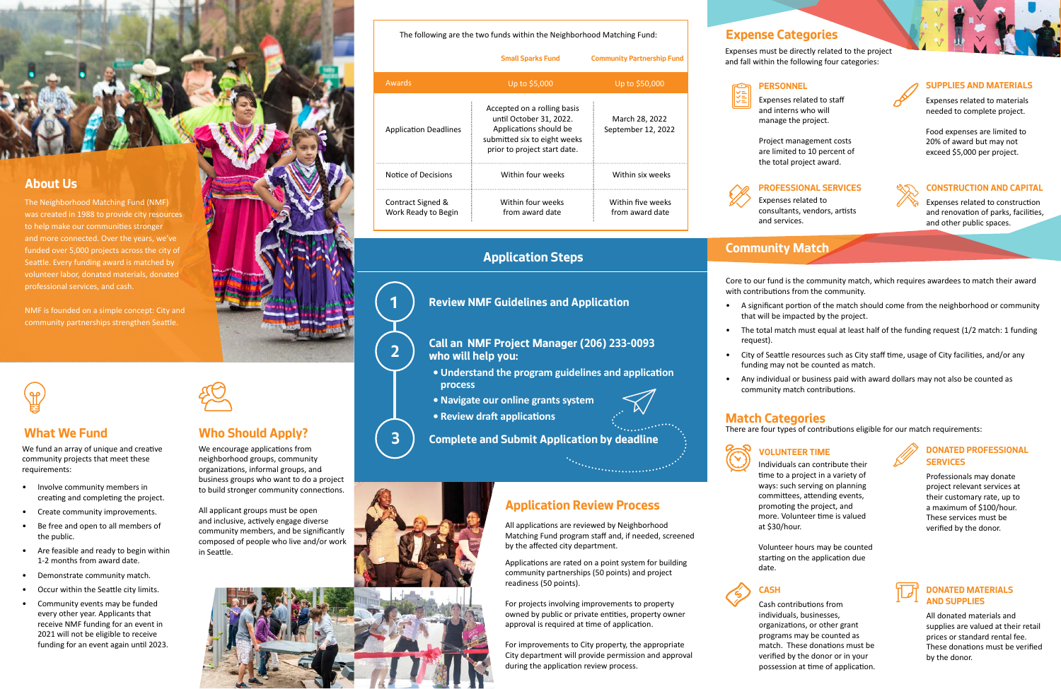## About Us

The Neighborhood Matching Fund (NMF) was created in 1988 to provide city resources to help make our communities stronger and more connected. Over the years, we've funded over 5,000 projects across the city of Seattle. Every funding award is matched by volunteer labor, donated materials, donated professional services, and cash.

NMF is founded on a simple concept: City and community partnerships strengthen Seattle.

## What We Fund

We fund an array of unique and creative community projects that meet these requirements:

- Involve community members in creating and completing the project.
- Create community improvements.
- Be free and open to all members of the public.
- Are feasible and ready to begin within 1-2 months from award date.
- Demonstrate community match.
- Occur within the Seattle city limits.
- Community events may be funded every other year. Applicants that receive NMF funding for an event in 2021 will not be eligible to receive funding for an event again until 2023.

## Who Should Apply?

We encourage applications from neighborhood groups, community organizations, informal groups, and business groups who want to do a project to build stronger community connections.

All applicant groups must be open and inclusive, actively engage diverse community members, and be significantly composed of people who live and/or work in Seattle.

The following are the two funds within the Neighborhood Matching Fund:

| | Small Sparks Fund | Community Partnership Fund |
|---|---|---|
| Awards | Up to $5,000 | Up to $50,000 |
| Application Deadlines | Accepted on a rolling basis until October 31, 2022. Applications should be submitted six to eight weeks prior to project start date. | March 28, 2022<br>September 12, 2022 |
| Notice of Decisions | Within four weeks | Within six weeks |
| Contract Signed & Work Ready to Begin | Within four weeks from award date | Within five weeks from award date |

## Application Steps

1. **Review NMF Guidelines and Application**
2. **Call an NMF Project Manager (206) 233-0093 who will help you:**
   - **Understand the program guidelines and application process**
   - **Navigate our online grants system**
   - **Review draft applications**
3. **Complete and Submit Application by deadline**

## Application Review Process

All applications are reviewed by Neighborhood Matching Fund program staff and, if needed, screened by the affected city department.

Applications are rated on a point system for building community partnerships (50 points) and project readiness (50 points).

For projects involving improvements to property owned by public or private entities, property owner approval is required at time of application.

For improvements to City property, the appropriate City department will provide permission and approval during the application review process.

## Expense Categories

Expenses must be directly related to the project and fall within the following four categories:

### PERSONNEL

Expenses related to staff and interns who will manage the project.

Project management costs are limited to 10 percent of the total project award.

### SUPPLIES AND MATERIALS

Expenses related to materials needed to complete project.

Food expenses are limited to 20% of award but may not exceed $5,000 per project.

### PROFESSIONAL SERVICES

Expenses related to consultants, vendors, artists and services.

### CONSTRUCTION AND CAPITAL

Expenses related to construction and renovation of parks, facilities, and other public spaces.

## Community Match

Core to our fund is the community match, which requires awardees to match their award with contributions from the community.

- A significant portion of the match should come from the neighborhood or community that will be impacted by the project.
- The total match must equal at least half of the funding request (1/2 match: 1 funding request).
- City of Seattle resources such as City staff time, usage of City facilities, and/or any funding may not be counted as match.
- Any individual or business paid with award dollars may not also be counted as community match contributions.

## Match Categories

There are four types of contributions eligible for our match requirements:

### VOLUNTEER TIME

Individuals can contribute their time to a project in a variety of ways: such serving on planning committees, attending events, promoting the project, and more. Volunteer time is valued at $30/hour.

Volunteer hours may be counted starting on the application due date.

### DONATED PROFESSIONAL SERVICES

Professionals may donate project relevant services at their customary rate, up to a maximum of $100/hour. These services must be verified by the donor.

### CASH

Cash contributions from individuals, businesses, organizations, or other grant programs may be counted as match. These donations must be verified by the donor or in your possession at time of application.

### DONATED MATERIALS AND SUPPLIES

All donated materials and supplies are valued at their retail prices or standard rental fee. These donations must be verified by the donor.